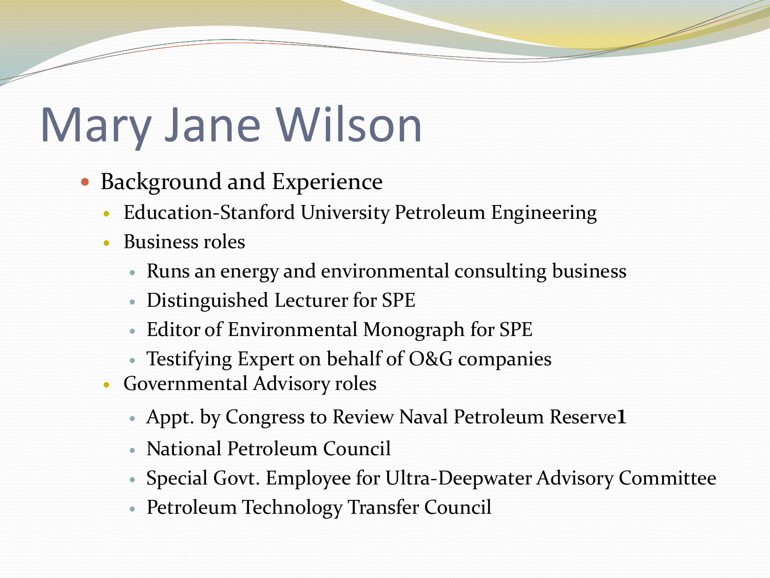# Mary Jane Wilson

- Background and Experience
  - Education-Stanford University Petroleum Engineering
  - Business roles
    - Runs an energy and environmental consulting business
    - Distinguished Lecturer for SPE
    - Editor of Environmental Monograph for SPE
    - Testifying Expert on behalf of O&G companies
  - Governmental Advisory roles
    - Appt. by Congress to Review Naval Petroleum Reserve**1**
    - National Petroleum Council
    - Special Govt. Employee for Ultra-Deepwater Advisory Committee
    - Petroleum Technology Transfer Council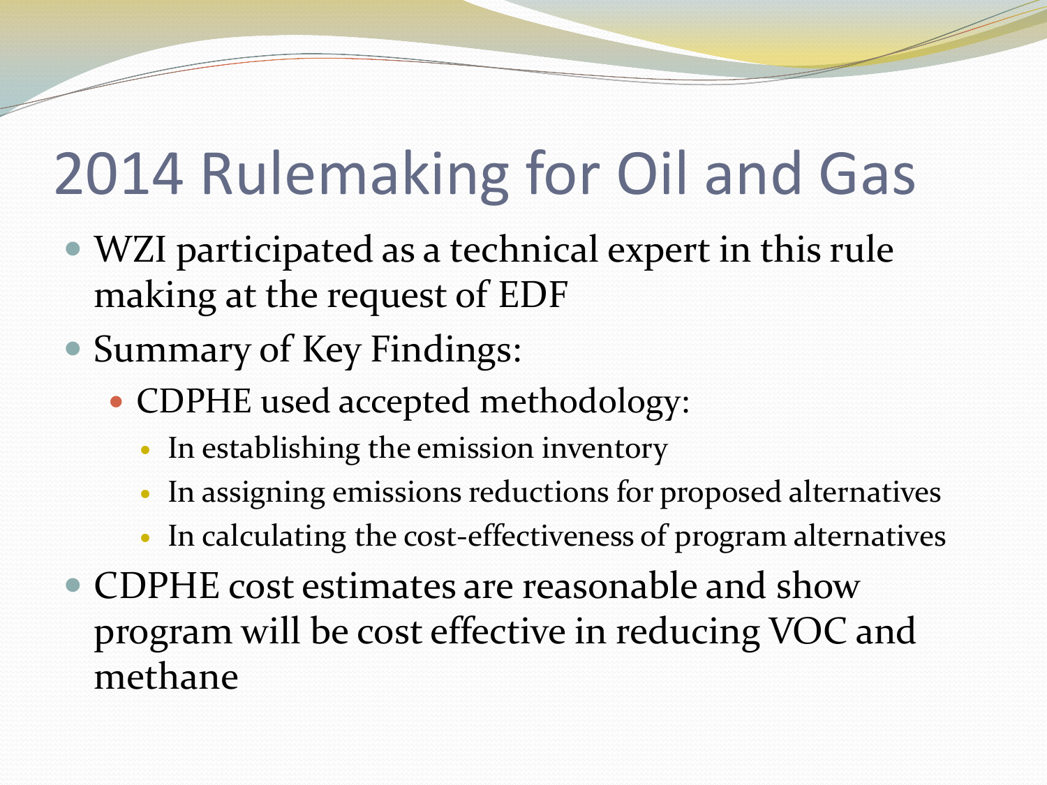# 2014 Rulemaking for Oil and Gas

- WZI participated as a technical expert in this rule making at the request of EDF
- Summary of Key Findings:
  - CDPHE used accepted methodology:
    - In establishing the emission inventory
    - In assigning emissions reductions for proposed alternatives
    - In calculating the cost-effectiveness of program alternatives
- CDPHE cost estimates are reasonable and show program will be cost effective in reducing VOC and methane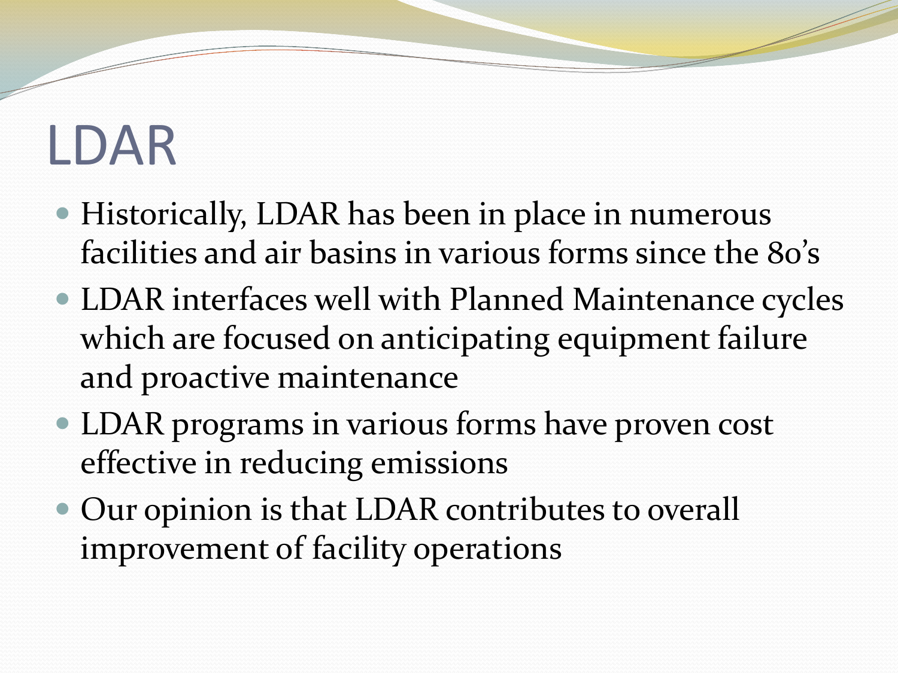# LDAR

- Historically, LDAR has been in place in numerous facilities and air basins in various forms since the 80's
- LDAR interfaces well with Planned Maintenance cycles which are focused on anticipating equipment failure and proactive maintenance
- LDAR programs in various forms have proven cost effective in reducing emissions
- Our opinion is that LDAR contributes to overall improvement of facility operations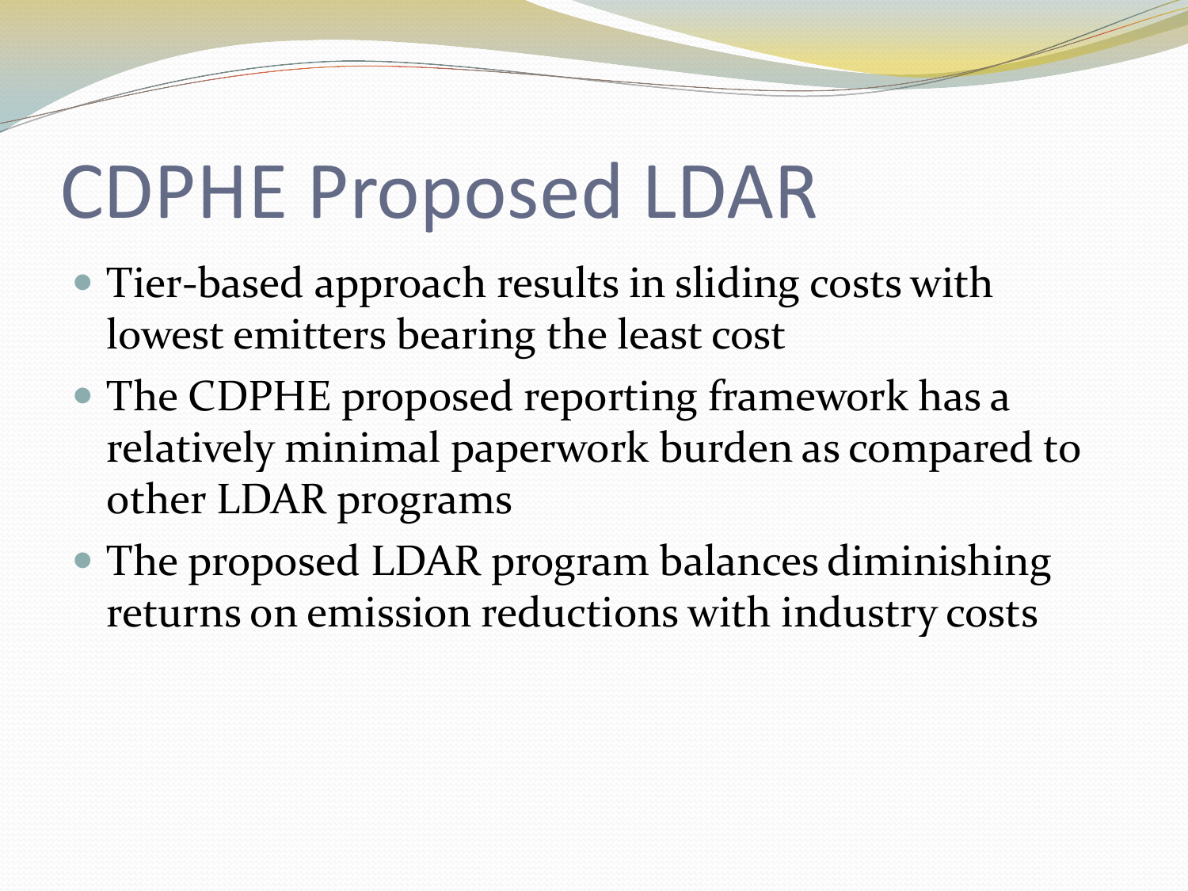# CDPHE Proposed LDAR

- Tier-based approach results in sliding costs with lowest emitters bearing the least cost
- The CDPHE proposed reporting framework has a relatively minimal paperwork burden as compared to other LDAR programs
- The proposed LDAR program balances diminishing returns on emission reductions with industry costs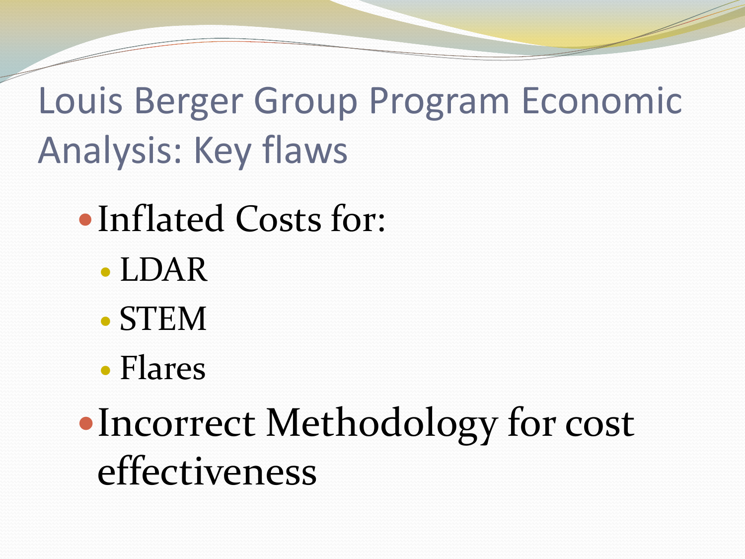# Louis Berger Group Program Economic Analysis: Key flaws

- Inflated Costs for:
  - LDAR
  - STEM
  - Flares
- Incorrect Methodology for cost effectiveness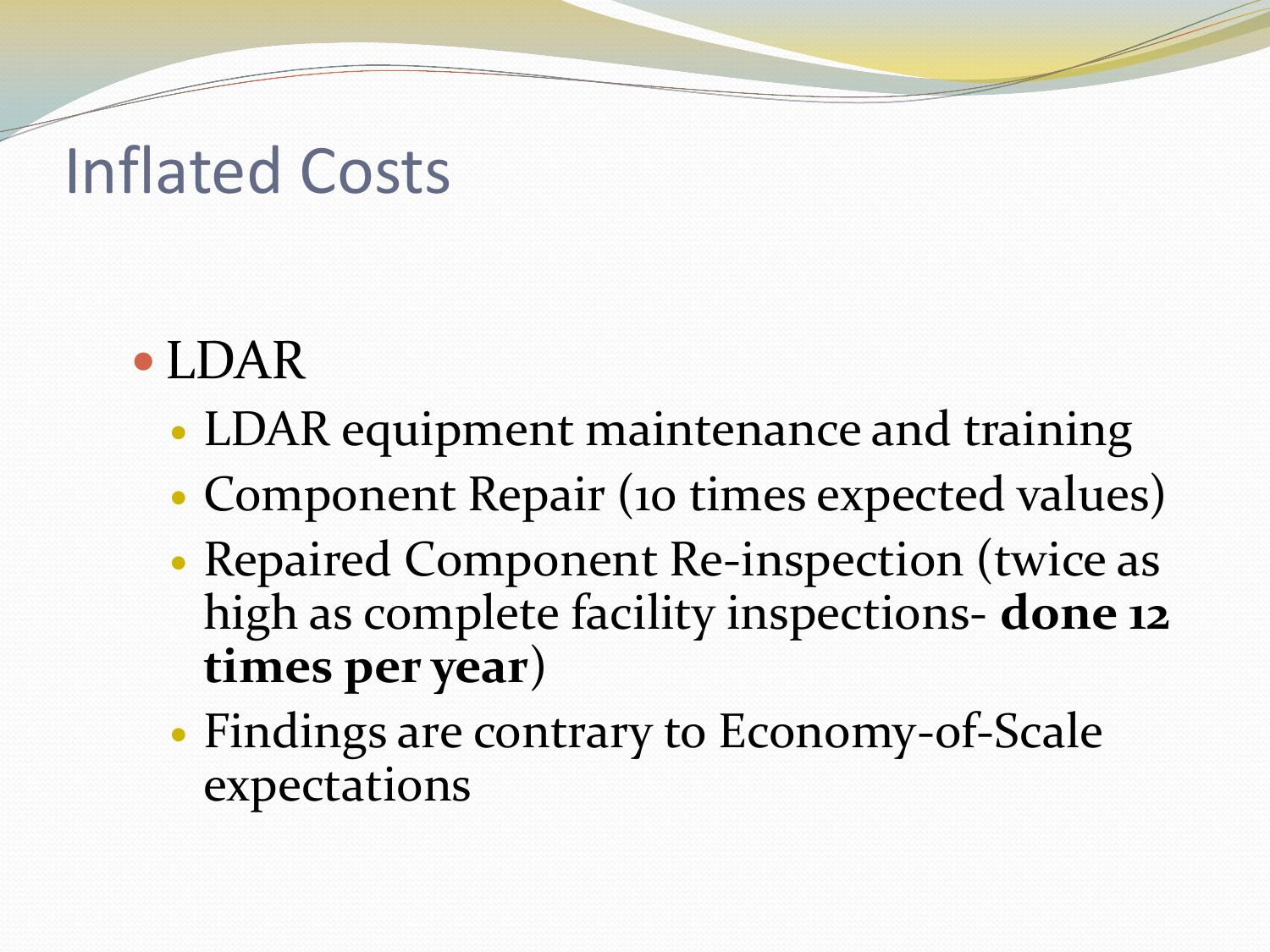# Inflated Costs

- LDAR
  - LDAR equipment maintenance and training
  - Component Repair (10 times expected values)
  - Repaired Component Re-inspection (twice as high as complete facility inspections- **done 12 times per year**)
  - Findings are contrary to Economy-of-Scale expectations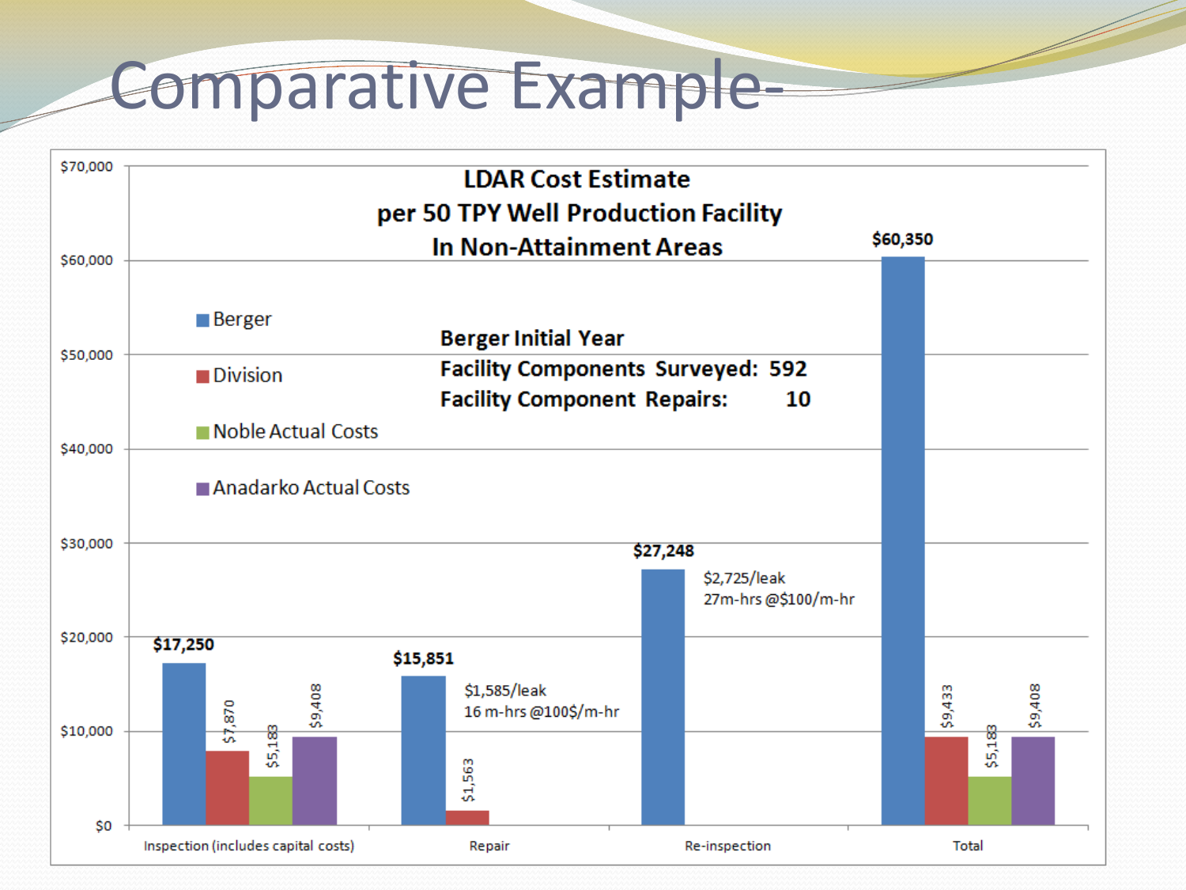# Comparative Example-

**LDAR Cost Estimate per 50 TPY Well Production Facility In Non-Attainment Areas**

**Berger Initial Year**
**Facility Components Surveyed: 592**
**Facility Component Repairs: 10**

| | Berger | Division | Noble Actual Costs | Anadarko Actual Costs |
|---|---|---|---|---|
| Inspection (includes capital costs) | $17,250 | $7,870 | $5,183 | $9,408 |
| Repair | $15,851 | $1,563 | | |
| Re-inspection | $27,248 | | | |
| Total | $60,350 | $9,433 | $5,183 | $9,408 |

Repair: $1,585/leak, 16 m-hrs @100$/m-hr

Re-inspection: $2,725/leak, 27m-hrs @$100/m-hr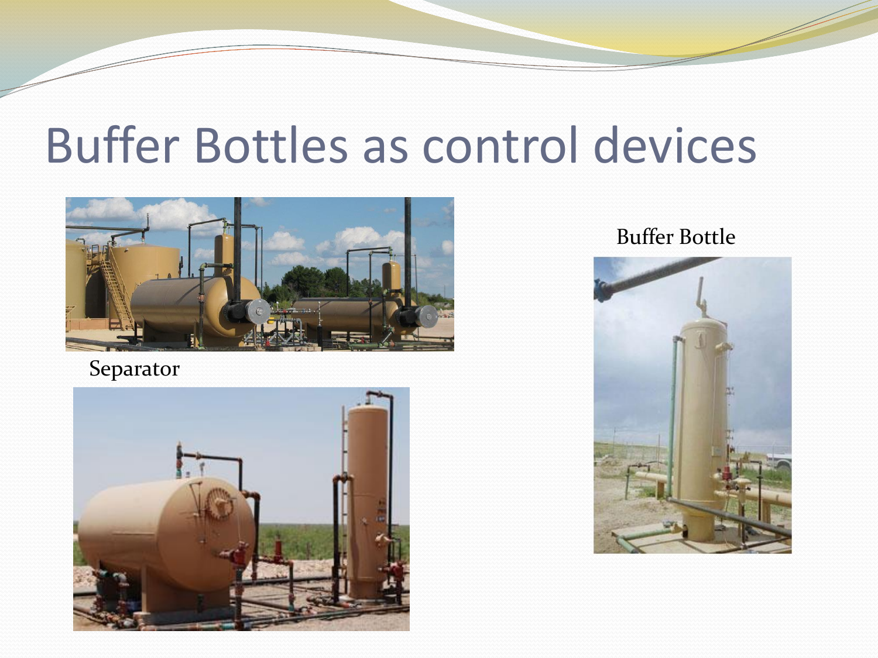# Buffer Bottles as control devices

Separator

Buffer Bottle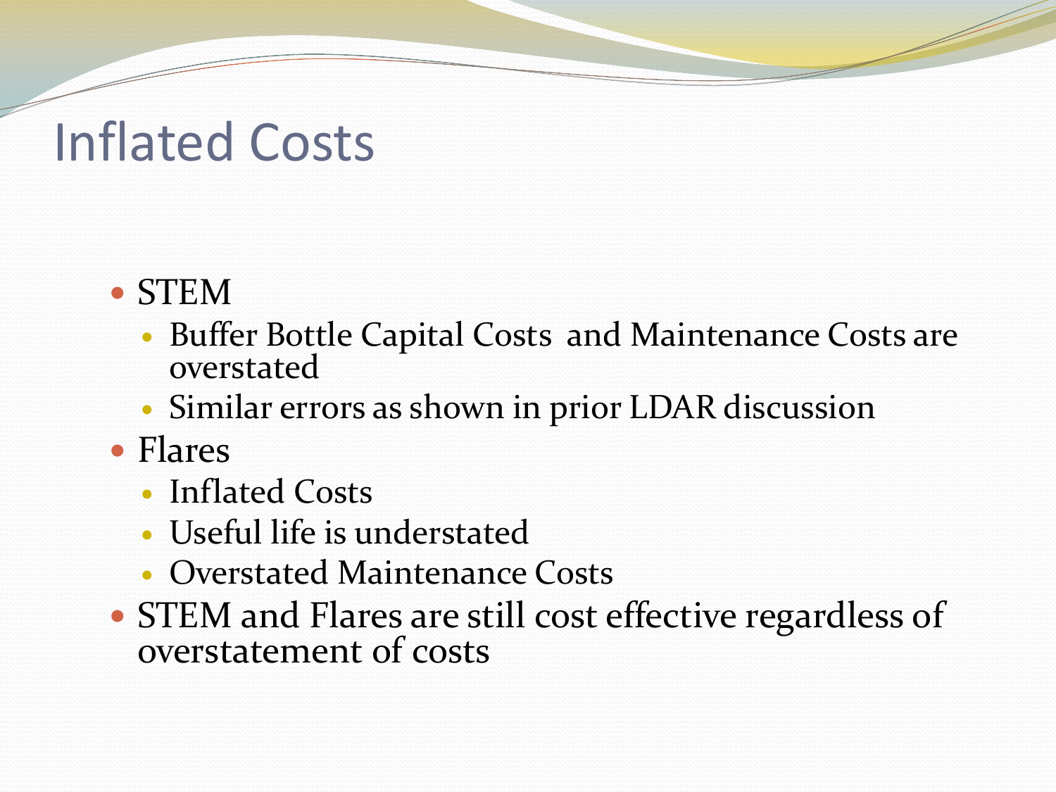# Inflated Costs

- STEM
  - Buffer Bottle Capital Costs and Maintenance Costs are overstated
  - Similar errors as shown in prior LDAR discussion
- Flares
  - Inflated Costs
  - Useful life is understated
  - Overstated Maintenance Costs
- STEM and Flares are still cost effective regardless of overstatement of costs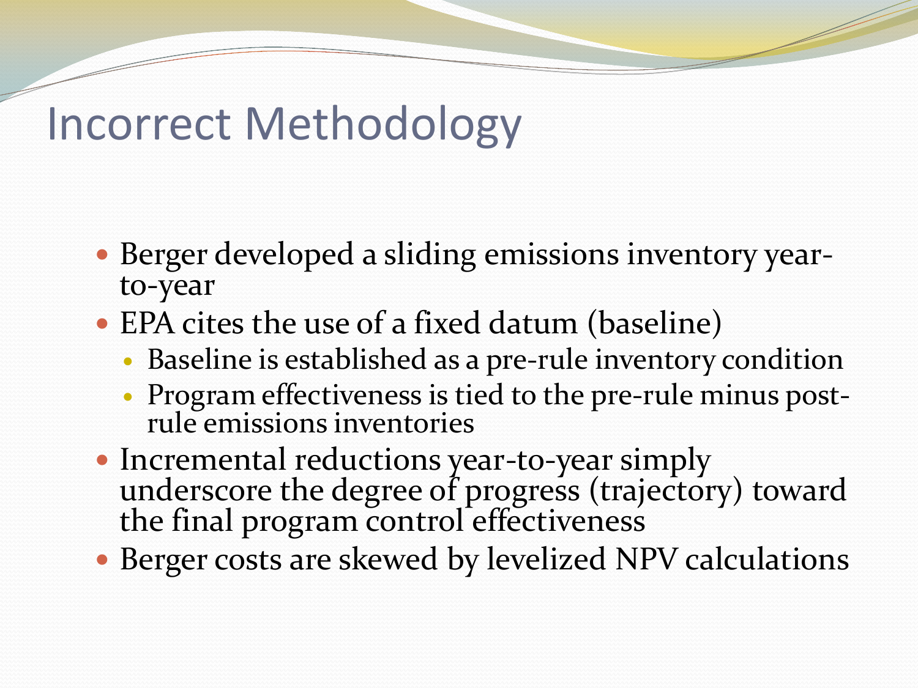# Incorrect Methodology

- Berger developed a sliding emissions inventory year-to-year
- EPA cites the use of a fixed datum (baseline)
  - Baseline is established as a pre-rule inventory condition
  - Program effectiveness is tied to the pre-rule minus post-rule emissions inventories
- Incremental reductions year-to-year simply underscore the degree of progress (trajectory) toward the final program control effectiveness
- Berger costs are skewed by levelized NPV calculations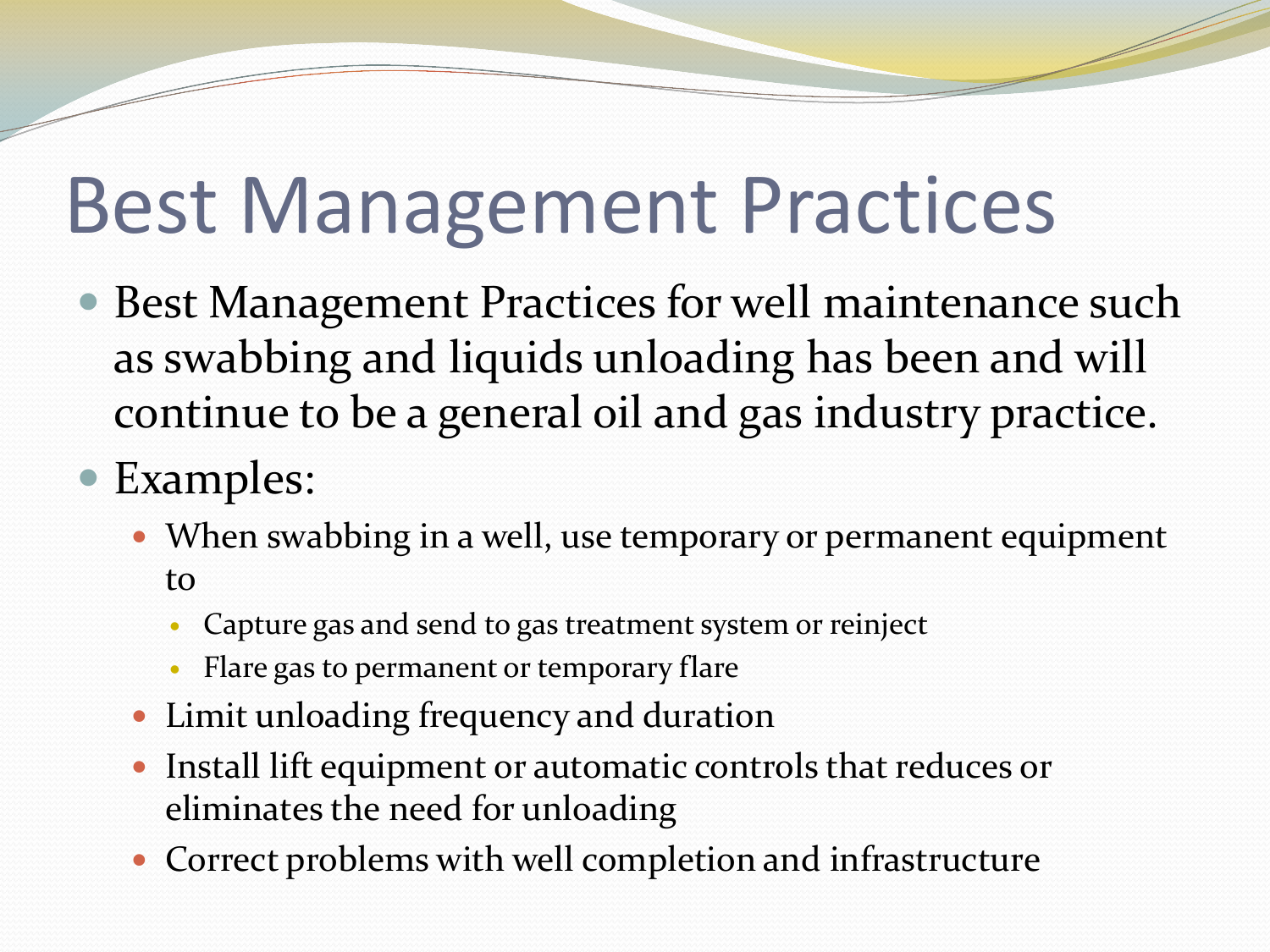# Best Management Practices

- Best Management Practices for well maintenance such as swabbing and liquids unloading has been and will continue to be a general oil and gas industry practice.
- Examples:
  - When swabbing in a well, use temporary or permanent equipment to
    - Capture gas and send to gas treatment system or reinject
    - Flare gas to permanent or temporary flare
  - Limit unloading frequency and duration
  - Install lift equipment or automatic controls that reduces or eliminates the need for unloading
  - Correct problems with well completion and infrastructure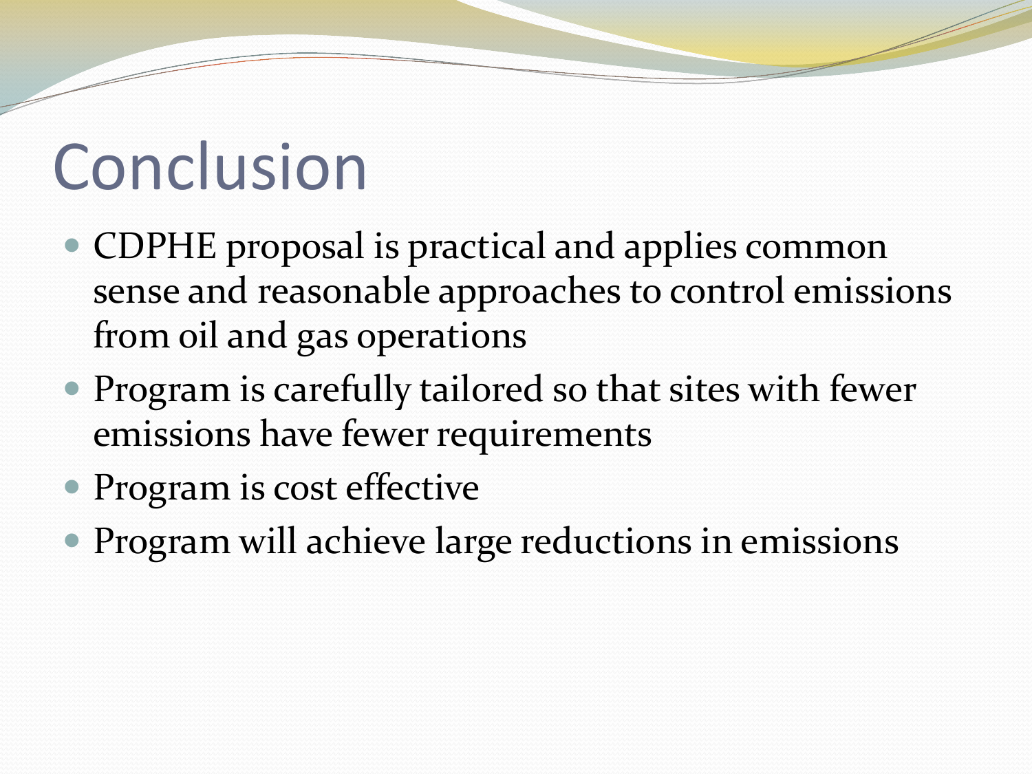# Conclusion

- CDPHE proposal is practical and applies common sense and reasonable approaches to control emissions from oil and gas operations
- Program is carefully tailored so that sites with fewer emissions have fewer requirements
- Program is cost effective
- Program will achieve large reductions in emissions